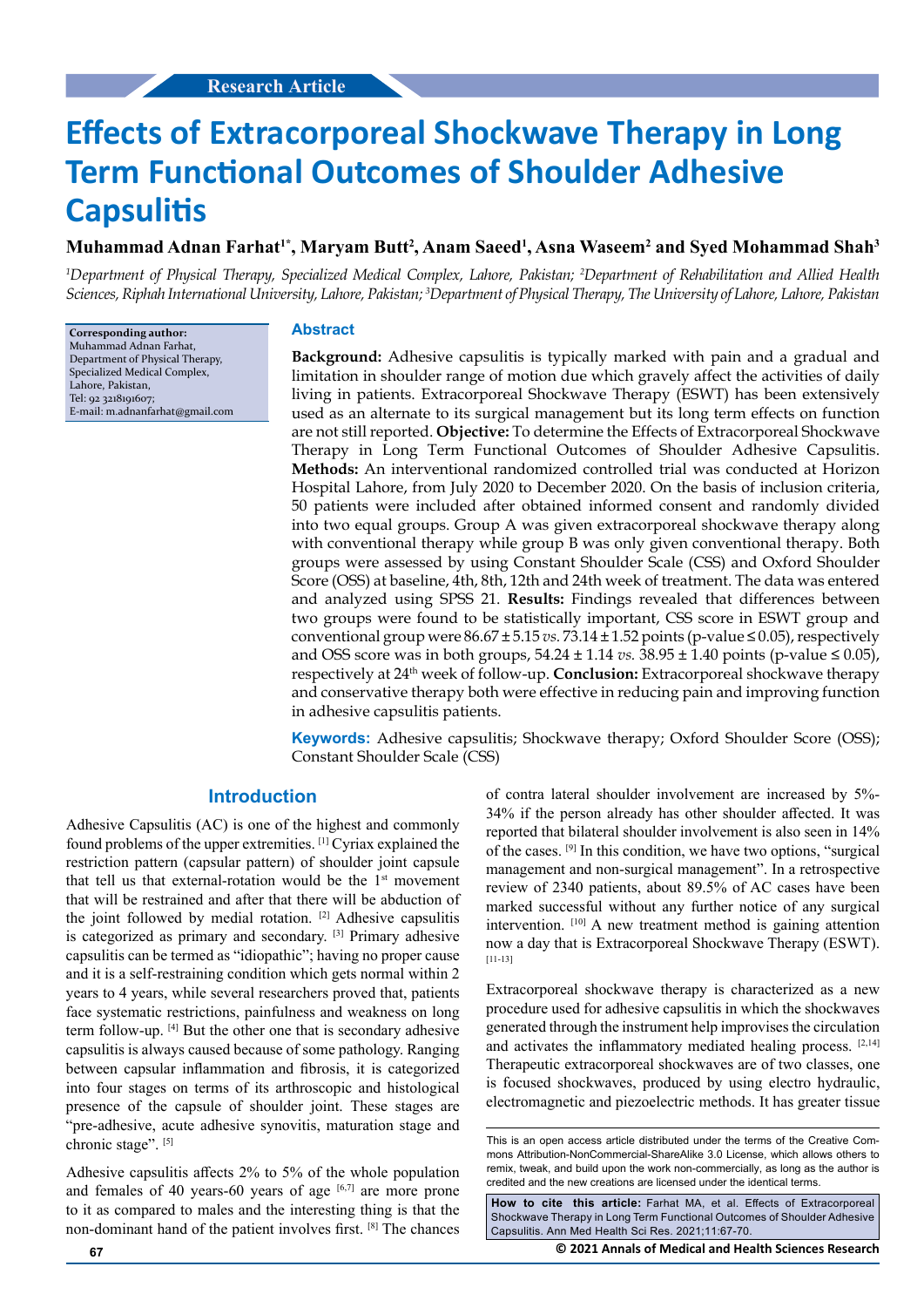Research Article

# Effects of Extracorporeal Shockwave Therapy in Long Term Functional Outcomes of Shoulder Adhesive Capsulitis

**Muhammad Adnan Farhat[1*], Maryam Butt[2], Anam Saeed[1], Asna Waseem[2] and Syed Mohammad Shah[3]**

*[1]Department of Physical Therapy, Specialized Medical Complex, Lahore, Pakistan; [2]Department of Rehabilitation and Allied Health Sciences, Riphah International University, Lahore, Pakistan; [3]Department of Physical Therapy, The University of Lahore, Lahore, Pakistan*

**Corresponding author:**
Muhammad Adnan Farhat,
Department of Physical Therapy,
Specialized Medical Complex,
Lahore, Pakistan,
Tel: 92 3218191607;
E-mail: m.adnanfarhat@gmail.com

## Abstract

**Background:** Adhesive capsulitis is typically marked with pain and a gradual and limitation in shoulder range of motion due which gravely affect the activities of daily living in patients. Extracorporeal Shockwave Therapy (ESWT) has been extensively used as an alternate to its surgical management but its long term effects on function are not still reported. **Objective:** To determine the Effects of Extracorporeal Shockwave Therapy in Long Term Functional Outcomes of Shoulder Adhesive Capsulitis. **Methods:** An interventional randomized controlled trial was conducted at Horizon Hospital Lahore, from July 2020 to December 2020. On the basis of inclusion criteria, 50 patients were included after obtained informed consent and randomly divided into two equal groups. Group A was given extracorporeal shockwave therapy along with conventional therapy while group B was only given conventional therapy. Both groups were assessed by using Constant Shoulder Scale (CSS) and Oxford Shoulder Score (OSS) at baseline, 4th, 8th, 12th and 24th week of treatment. The data was entered and analyzed using SPSS 21. **Results:** Findings revealed that differences between two groups were found to be statistically important, CSS score in ESWT group and conventional group were 86.67 ± 5.15 *vs.* 73.14 ± 1.52 points (p-value ≤ 0.05), respectively and OSS score was in both groups, 54.24 ± 1.14 *vs.* 38.95 ± 1.40 points (p-value ≤ 0.05), respectively at 24th week of follow-up. **Conclusion:** Extracorporeal shockwave therapy and conservative therapy both were effective in reducing pain and improving function in adhesive capsulitis patients.

**Keywords:** Adhesive capsulitis; Shockwave therapy; Oxford Shoulder Score (OSS); Constant Shoulder Scale (CSS)

## Introduction

Adhesive Capsulitis (AC) is one of the highest and commonly found problems of the upper extremities. [1] Cyriax explained the restriction pattern (capsular pattern) of shoulder joint capsule that tell us that external-rotation would be the 1st movement that will be restrained and after that there will be abduction of the joint followed by medial rotation. [2] Adhesive capsulitis is categorized as primary and secondary. [3] Primary adhesive capsulitis can be termed as "idiopathic"; having no proper cause and it is a self-restraining condition which gets normal within 2 years to 4 years, while several researchers proved that, patients face systematic restrictions, painfulness and weakness on long term follow-up. [4] But the other one that is secondary adhesive capsulitis is always caused because of some pathology. Ranging between capsular inflammation and fibrosis, it is categorized into four stages on terms of its arthroscopic and histological presence of the capsule of shoulder joint. These stages are "pre-adhesive, acute adhesive synovitis, maturation stage and chronic stage". [5]

Adhesive capsulitis affects 2% to 5% of the whole population and females of 40 years-60 years of age [6,7] are more prone to it as compared to males and the interesting thing is that the non-dominant hand of the patient involves first. [8] The chances of contra lateral shoulder involvement are increased by 5%-34% if the person already has other shoulder affected. It was reported that bilateral shoulder involvement is also seen in 14% of the cases. [9] In this condition, we have two options, "surgical management and non-surgical management". In a retrospective review of 2340 patients, about 89.5% of AC cases have been marked successful without any further notice of any surgical intervention. [10] A new treatment method is gaining attention now a day that is Extracorporeal Shockwave Therapy (ESWT). [11-13]

Extracorporeal shockwave therapy is characterized as a new procedure used for adhesive capsulitis in which the shockwaves generated through the instrument help improvises the circulation and activates the inflammatory mediated healing process. [2,14] Therapeutic extracorporeal shockwaves are of two classes, one is focused shockwaves, produced by using electro hydraulic, electromagnetic and piezoelectric methods. It has greater tissue

This is an open access article distributed under the terms of the Creative Commons Attribution-NonCommercial-ShareAlike 3.0 License, which allows others to remix, tweak, and build upon the work non-commercially, as long as the author is credited and the new creations are licensed under the identical terms.

**How to cite this article:** Farhat MA, et al. Effects of Extracorporeal Shockwave Therapy in Long Term Functional Outcomes of Shoulder Adhesive Capsulitis. Ann Med Health Sci Res. 2021;11:67-70.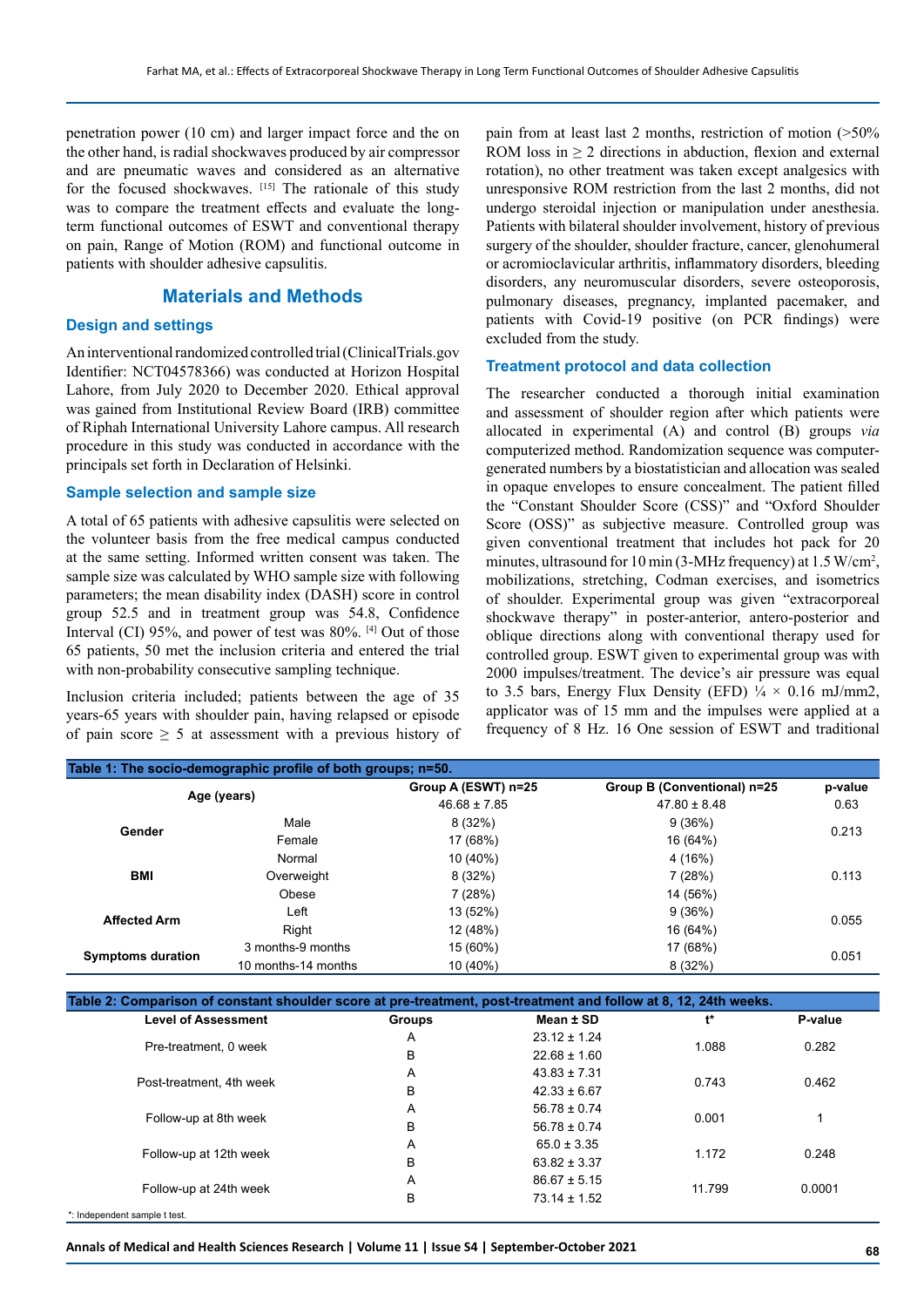penetration power (10 cm) and larger impact force and the on the other hand, is radial shockwaves produced by air compressor and are pneumatic waves and considered as an alternative for the focused shockwaves. [15] The rationale of this study was to compare the treatment effects and evaluate the long-term functional outcomes of ESWT and conventional therapy on pain, Range of Motion (ROM) and functional outcome in patients with shoulder adhesive capsulitis.

## Materials and Methods

### Design and settings

An interventional randomized controlled trial (ClinicalTrials.gov Identifier: NCT04578366) was conducted at Horizon Hospital Lahore, from July 2020 to December 2020. Ethical approval was gained from Institutional Review Board (IRB) committee of Riphah International University Lahore campus. All research procedure in this study was conducted in accordance with the principals set forth in Declaration of Helsinki.

### Sample selection and sample size

A total of 65 patients with adhesive capsulitis were selected on the volunteer basis from the free medical campus conducted at the same setting. Informed written consent was taken. The sample size was calculated by WHO sample size with following parameters; the mean disability index (DASH) score in control group 52.5 and in treatment group was 54.8, Confidence Interval (CI) 95%, and power of test was 80%. [4] Out of those 65 patients, 50 met the inclusion criteria and entered the trial with non-probability consecutive sampling technique.

Inclusion criteria included; patients between the age of 35 years-65 years with shoulder pain, having relapsed or episode of pain score ≥ 5 at assessment with a previous history of pain from at least last 2 months, restriction of motion (>50% ROM loss in ≥ 2 directions in abduction, flexion and external rotation), no other treatment was taken except analgesics with unresponsive ROM restriction from the last 2 months, did not undergo steroidal injection or manipulation under anesthesia. Patients with bilateral shoulder involvement, history of previous surgery of the shoulder, shoulder fracture, cancer, glenohumeral or acromioclavicular arthritis, inflammatory disorders, bleeding disorders, any neuromuscular disorders, severe osteoporosis, pulmonary diseases, pregnancy, implanted pacemaker, and patients with Covid-19 positive (on PCR findings) were excluded from the study.

### Treatment protocol and data collection

The researcher conducted a thorough initial examination and assessment of shoulder region after which patients were allocated in experimental (A) and control (B) groups *via* computerized method. Randomization sequence was computer-generated numbers by a biostatistician and allocation was sealed in opaque envelopes to ensure concealment. The patient filled the "Constant Shoulder Score (CSS)" and "Oxford Shoulder Score (OSS)" as subjective measure. Controlled group was given conventional treatment that includes hot pack for 20 minutes, ultrasound for 10 min (3-MHz frequency) at 1.5 W/cm$^2$, mobilizations, stretching, Codman exercises, and isometrics of shoulder. Experimental group was given "extracorporeal shockwave therapy" in poster-anterior, antero-posterior and oblique directions along with conventional therapy used for controlled group. ESWT given to experimental group was with 2000 impulses/treatment. The device's air pressure was equal to 3.5 bars, Energy Flux Density (EFD) ¼ × 0.16 mJ/mm2, applicator was of 15 mm and the impulses were applied at a frequency of 8 Hz. 16 One session of ESWT and traditional

**Table 1: The socio-demographic profile of both groups; n=50.**

| | | Group A (ESWT) n=25 | Group B (Conventional) n=25 | p-value |
|---|---|---|---|---|
| Age (years) | | 46.68 ± 7.85 | 47.80 ± 8.48 | 0.63 |
| Gender | Male | 8 (32%) | 9 (36%) | 0.213 |
| | Female | 17 (68%) | 16 (64%) | |
| BMI | Normal | 10 (40%) | 4 (16%) | 0.113 |
| | Overweight | 8 (32%) | 7 (28%) | |
| | Obese | 7 (28%) | 14 (56%) | |
| Affected Arm | Left | 13 (52%) | 9 (36%) | 0.055 |
| | Right | 12 (48%) | 16 (64%) | |
| Symptoms duration | 3 months-9 months | 15 (60%) | 17 (68%) | 0.051 |
| | 10 months-14 months | 10 (40%) | 8 (32%) | |

**Table 2: Comparison of constant shoulder score at pre-treatment, post-treatment and follow at 8, 12, 24th weeks.**

| Level of Assessment | Groups | Mean ± SD | t* | P-value |
|---|---|---|---|---|
| Pre-treatment, 0 week | A | 23.12 ± 1.24 | 1.088 | 0.282 |
| | B | 22.68 ± 1.60 | | |
| Post-treatment, 4th week | A | 43.83 ± 7.31 | 0.743 | 0.462 |
| | B | 42.33 ± 6.67 | | |
| Follow-up at 8th week | A | 56.78 ± 0.74 | 0.001 | 1 |
| | B | 56.78 ± 0.74 | | |
| Follow-up at 12th week | A | 65.0 ± 3.35 | 1.172 | 0.248 |
| | B | 63.82 ± 3.37 | | |
| Follow-up at 24th week | A | 86.67 ± 5.15 | 11.799 | 0.0001 |
| | B | 73.14 ± 1.52 | | |

*: Independent sample t test.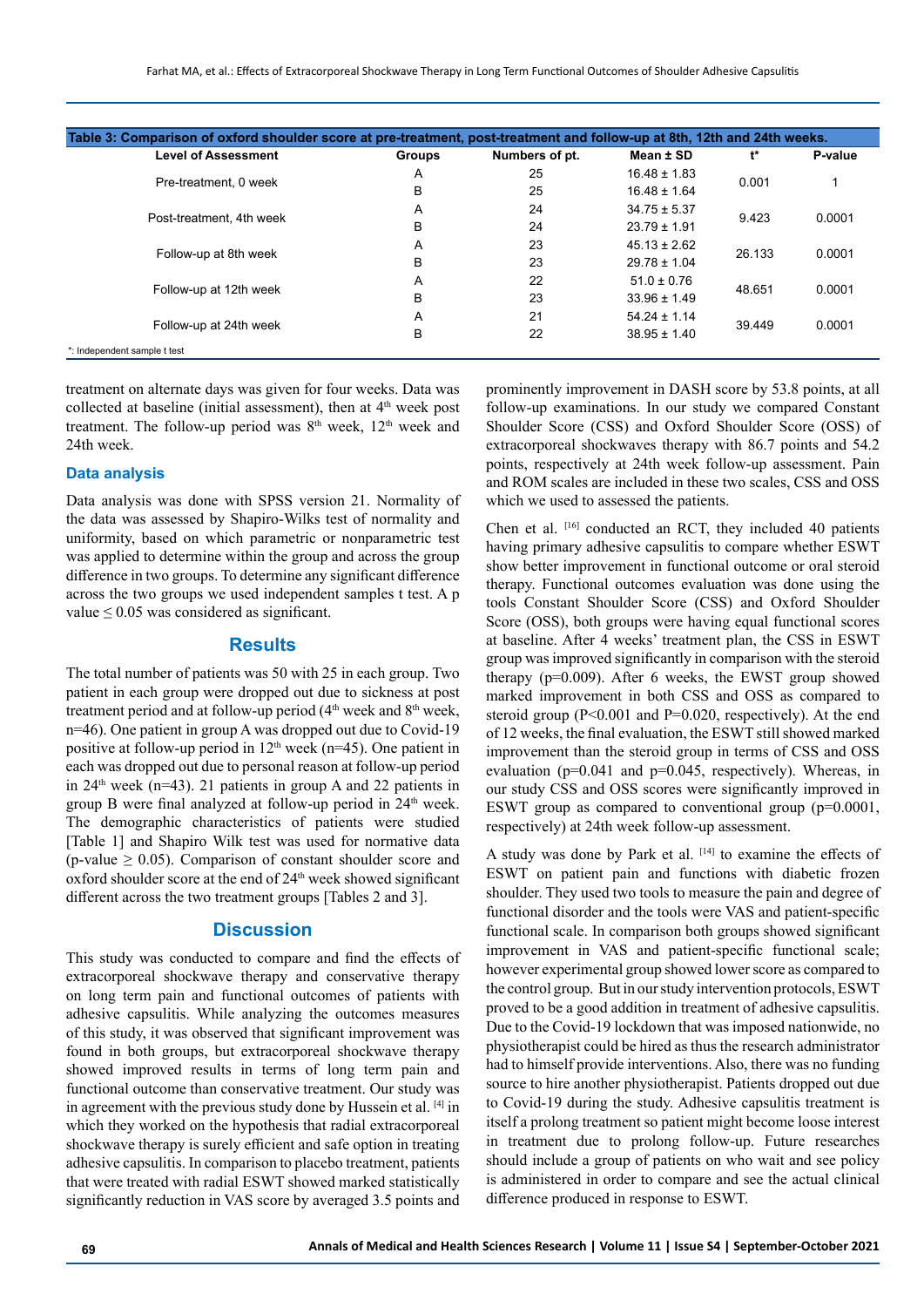Table 3: Comparison of oxford shoulder score at pre-treatment, post-treatment and follow-up at 8th, 12th and 24th weeks.

| Level of Assessment | Groups | Numbers of pt. | Mean ± SD | t* | P-value |
|---|---|---|---|---|---|
| Pre-treatment, 0 week | A | 25 | 16.48 ± 1.83 | 0.001 | 1 |
| | B | 25 | 16.48 ± 1.64 | | |
| Post-treatment, 4th week | A | 24 | 34.75 ± 5.37 | 9.423 | 0.0001 |
| | B | 24 | 23.79 ± 1.91 | | |
| Follow-up at 8th week | A | 23 | 45.13 ± 2.62 | 26.133 | 0.0001 |
| | B | 23 | 29.78 ± 1.04 | | |
| Follow-up at 12th week | A | 22 | 51.0 ± 0.76 | 48.651 | 0.0001 |
| | B | 23 | 33.96 ± 1.49 | | |
| Follow-up at 24th week | A | 21 | 54.24 ± 1.14 | 39.449 | 0.0001 |
| | B | 22 | 38.95 ± 1.40 | | |

*: Independent sample t test

treatment on alternate days was given for four weeks. Data was collected at baseline (initial assessment), then at 4th week post treatment. The follow-up period was 8th week, 12th week and 24th week.

### Data analysis

Data analysis was done with SPSS version 21. Normality of the data was assessed by Shapiro-Wilks test of normality and uniformity, based on which parametric or nonparametric test was applied to determine within the group and across the group difference in two groups. To determine any significant difference across the two groups we used independent samples t test. A p value ≤ 0.05 was considered as significant.

## Results

The total number of patients was 50 with 25 in each group. Two patient in each group were dropped out due to sickness at post treatment period and at follow-up period (4th week and 8th week, n=46). One patient in group A was dropped out due to Covid-19 positive at follow-up period in 12th week (n=45). One patient in each was dropped out due to personal reason at follow-up period in 24th week (n=43). 21 patients in group A and 22 patients in group B were final analyzed at follow-up period in 24th week. The demographic characteristics of patients were studied [Table 1] and Shapiro Wilk test was used for normative data (p-value ≥ 0.05). Comparison of constant shoulder score and oxford shoulder score at the end of 24th week showed significant different across the two treatment groups [Tables 2 and 3].

## Discussion

This study was conducted to compare and find the effects of extracorporeal shockwave therapy and conservative therapy on long term pain and functional outcomes of patients with adhesive capsulitis. While analyzing the outcomes measures of this study, it was observed that significant improvement was found in both groups, but extracorporeal shockwave therapy showed improved results in terms of long term pain and functional outcome than conservative treatment. Our study was in agreement with the previous study done by Hussein et al. [4] in which they worked on the hypothesis that radial extracorporeal shockwave therapy is surely efficient and safe option in treating adhesive capsulitis. In comparison to placebo treatment, patients that were treated with radial ESWT showed marked statistically significantly reduction in VAS score by averaged 3.5 points and prominently improvement in DASH score by 53.8 points, at all follow-up examinations. In our study we compared Constant Shoulder Score (CSS) and Oxford Shoulder Score (OSS) of extracorporeal shockwaves therapy with 86.7 points and 54.2 points, respectively at 24th week follow-up assessment. Pain and ROM scales are included in these two scales, CSS and OSS which we used to assessed the patients.

Chen et al. [16] conducted an RCT, they included 40 patients having primary adhesive capsulitis to compare whether ESWT show better improvement in functional outcome or oral steroid therapy. Functional outcomes evaluation was done using the tools Constant Shoulder Score (CSS) and Oxford Shoulder Score (OSS), both groups were having equal functional scores at baseline. After 4 weeks' treatment plan, the CSS in ESWT group was improved significantly in comparison with the steroid therapy (p=0.009). After 6 weeks, the EWST group showed marked improvement in both CSS and OSS as compared to steroid group (P<0.001 and P=0.020, respectively). At the end of 12 weeks, the final evaluation, the ESWT still showed marked improvement than the steroid group in terms of CSS and OSS evaluation (p=0.041 and p=0.045, respectively). Whereas, in our study CSS and OSS scores were significantly improved in ESWT group as compared to conventional group (p=0.0001, respectively) at 24th week follow-up assessment.

A study was done by Park et al. [14] to examine the effects of ESWT on patient pain and functions with diabetic frozen shoulder. They used two tools to measure the pain and degree of functional disorder and the tools were VAS and patient-specific functional scale. In comparison both groups showed significant improvement in VAS and patient-specific functional scale; however experimental group showed lower score as compared to the control group. But in our study intervention protocols, ESWT proved to be a good addition in treatment of adhesive capsulitis. Due to the Covid-19 lockdown that was imposed nationwide, no physiotherapist could be hired as thus the research administrator had to himself provide interventions. Also, there was no funding source to hire another physiotherapist. Patients dropped out due to Covid-19 during the study. Adhesive capsulitis treatment is itself a prolong treatment so patient might become loose interest in treatment due to prolong follow-up. Future researches should include a group of patients on who wait and see policy is administered in order to compare and see the actual clinical difference produced in response to ESWT.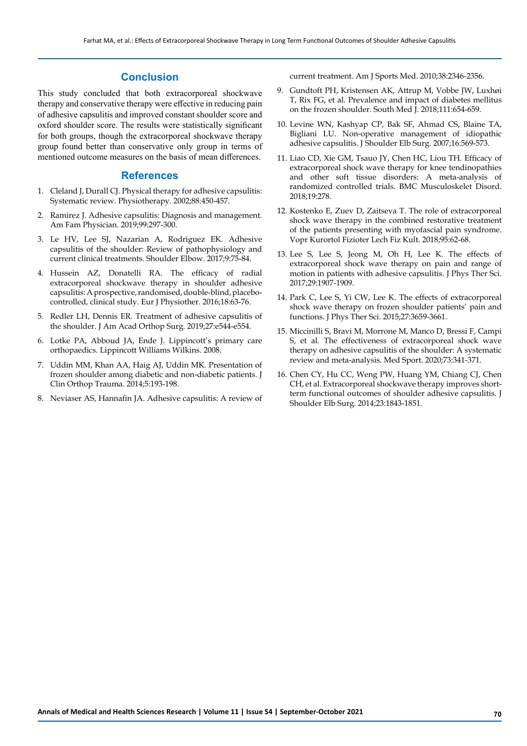## Conclusion

This study concluded that both extracorporeal shockwave therapy and conservative therapy were effective in reducing pain of adhesive capsulitis and improved constant shoulder score and oxford shoulder score. The results were statistically significant for both groups, though the extracorporeal shockwave therapy group found better than conservative only group in terms of mentioned outcome measures on the basis of mean differences.

## References

1. Cleland J, Durall CJ. Physical therapy for adhesive capsulitis: Systematic review. Physiotherapy. 2002;88:450-457.
2. Ramirez J. Adhesive capsulitis: Diagnosis and management. Am Fam Physician. 2019;99:297-300.
3. Le HV, Lee SJ, Nazarian A, Rodriguez EK. Adhesive capsulitis of the shoulder: Review of pathophysiology and current clinical treatments. Shoulder Elbow. 2017;9:75-84.
4. Hussein AZ, Donatelli RA. The efficacy of radial extracorporeal shockwave therapy in shoulder adhesive capsulitis: A prospective, randomised, double-blind, placebo-controlled, clinical study. Eur J Physiother. 2016;18:63-76.
5. Redler LH, Dennis ER. Treatment of adhesive capsulitis of the shoulder. J Am Acad Orthop Surg. 2019;27:e544-e554.
6. Lotke PA, Abboud JA, Ende J. Lippincott's primary care orthopaedics. Lippincott Williams Wilkins. 2008.
7. Uddin MM, Khan AA, Haig AJ, Uddin MK. Presentation of frozen shoulder among diabetic and non-diabetic patients. J Clin Orthop Trauma. 2014;5:193-198.
8. Neviaser AS, Hannafin JA. Adhesive capsulitis: A review of current treatment. Am J Sports Med. 2010;38:2346-2356.
9. Gundtoft PH, Kristensen AK, Attrup M, Vobbe JW, Luxhøi T, Rix FG, et al. Prevalence and impact of diabetes mellitus on the frozen shoulder. South Med J. 2018;111:654-659.
10. Levine WN, Kashyap CP, Bak SF, Ahmad CS, Blaine TA, Bigliani LU. Non-operative management of idiopathic adhesive capsulitis. J Shoulder Elb Surg. 2007;16:569-573.
11. Liao CD, Xie GM, Tsauo JY, Chen HC, Liou TH. Efficacy of extracorporeal shock wave therapy for knee tendinopathies and other soft tissue disorders: A meta-analysis of randomized controlled trials. BMC Musculoskelet Disord. 2018;19:278.
12. Kostenko E, Zuev D, Zaitseva T. The role of extracorporeal shock wave therapy in the combined restorative treatment of the patients presenting with myofascial pain syndrome. Vopr Kurortol Fizioter Lech Fiz Kult. 2018;95:62-68.
13. Lee S, Lee S, Jeong M, Oh H, Lee K. The effects of extracorporeal shock wave therapy on pain and range of motion in patients with adhesive capsulitis. J Phys Ther Sci. 2017;29:1907-1909.
14. Park C, Lee S, Yi CW, Lee K. The effects of extracorporeal shock wave therapy on frozen shoulder patients' pain and functions. J Phys Ther Sci. 2015;27:3659-3661.
15. Miccinilli S, Bravi M, Morrone M, Manco D, Bressi F, Campi S, et al. The effectiveness of extracorporeal shock wave therapy on adhesive capsulitis of the shoulder: A systematic review and meta-analysis. Med Sport. 2020;73:341-371.
16. Chen CY, Hu CC, Weng PW, Huang YM, Chiang CJ, Chen CH, et al. Extracorporeal shockwave therapy improves short-term functional outcomes of shoulder adhesive capsulitis. J Shoulder Elb Surg. 2014;23:1843-1851.